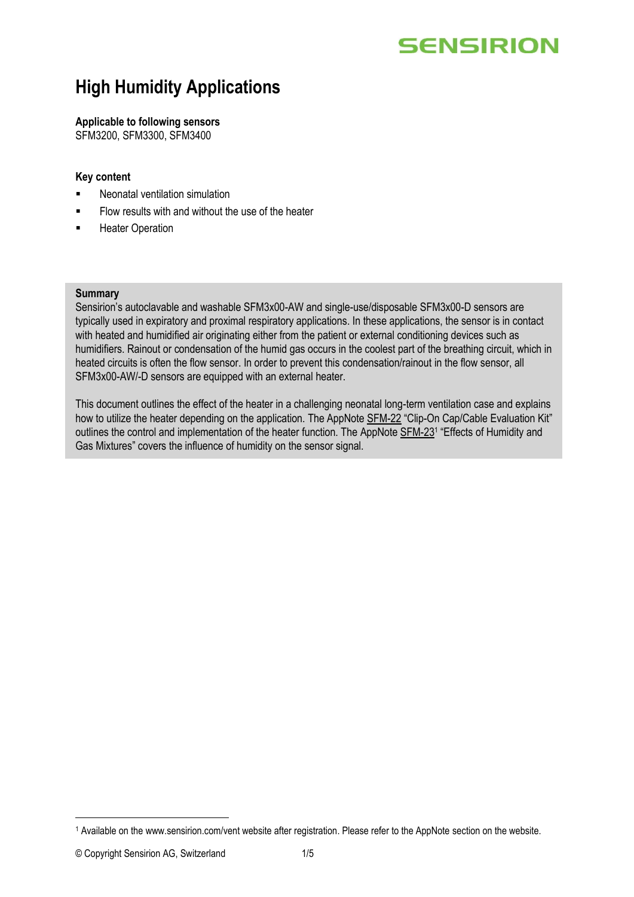# High Humidity Applications

**Applicable to following sensors**
SFM3200, SFM3300, SFM3400

**Key content**

- Neonatal ventilation simulation
- Flow results with and without the use of the heater
- Heater Operation

**Summary**
Sensirion's autoclavable and washable SFM3x00-AW and single-use/disposable SFM3x00-D sensors are typically used in expiratory and proximal respiratory applications. In these applications, the sensor is in contact with heated and humidified air originating either from the patient or external conditioning devices such as humidifiers. Rainout or condensation of the humid gas occurs in the coolest part of the breathing circuit, which in heated circuits is often the flow sensor. In order to prevent this condensation/rainout in the flow sensor, all SFM3x00-AW/-D sensors are equipped with an external heater.

This document outlines the effect of the heater in a challenging neonatal long-term ventilation case and explains how to utilize the heater depending on the application. The AppNote SFM-22 "Clip-On Cap/Cable Evaluation Kit" outlines the control and implementation of the heater function. The AppNote SFM-23[1] "Effects of Humidity and Gas Mixtures" covers the influence of humidity on the sensor signal.

[1] Available on the www.sensirion.com/vent website after registration. Please refer to the AppNote section on the website.

© Copyright Sensirion AG, Switzerland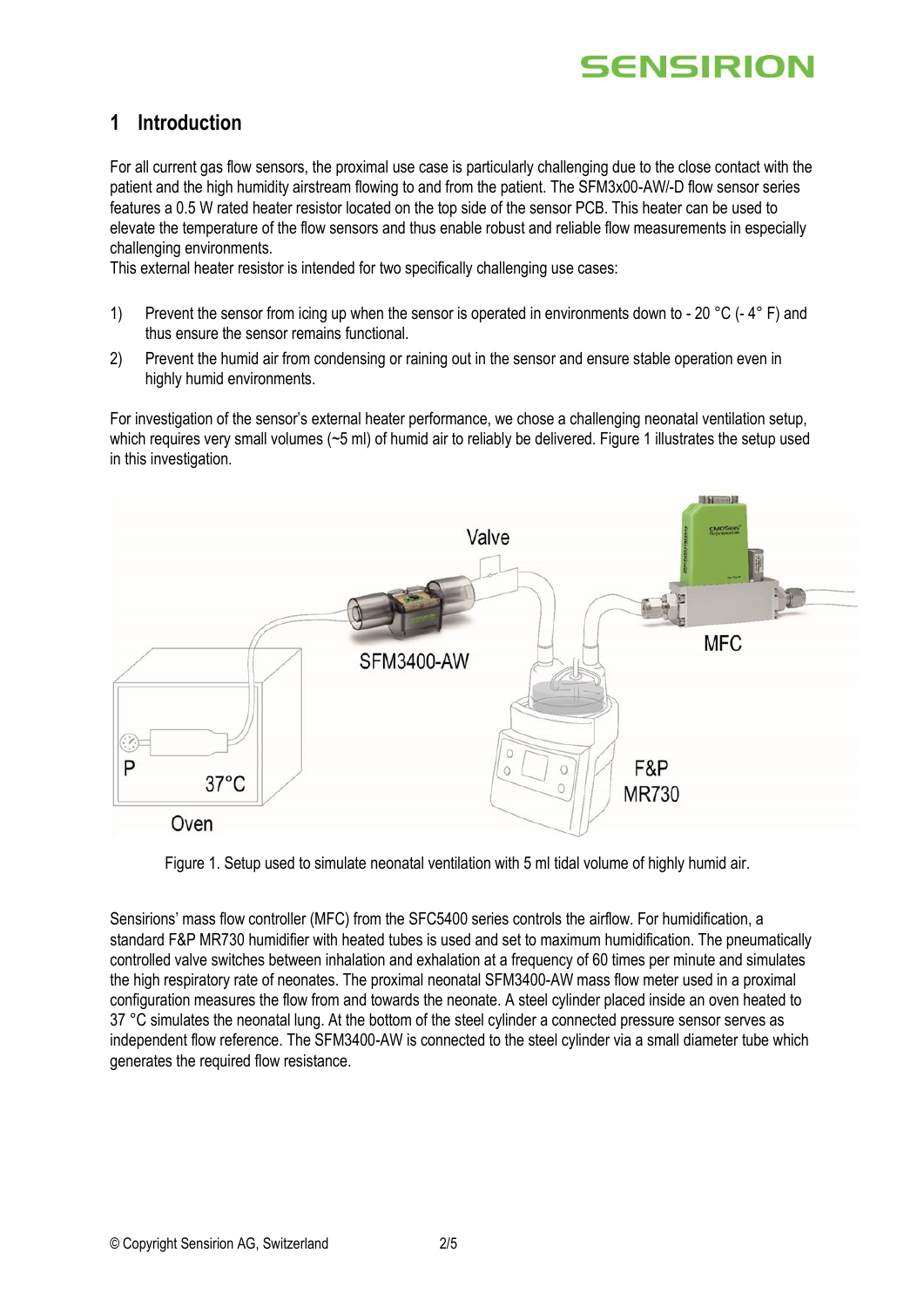# 1 Introduction

For all current gas flow sensors, the proximal use case is particularly challenging due to the close contact with the patient and the high humidity airstream flowing to and from the patient. The SFM3x00-AW/-D flow sensor series features a 0.5 W rated heater resistor located on the top side of the sensor PCB. This heater can be used to elevate the temperature of the flow sensors and thus enable robust and reliable flow measurements in especially challenging environments.
This external heater resistor is intended for two specifically challenging use cases:

1) Prevent the sensor from icing up when the sensor is operated in environments down to - 20 °C (- 4° F) and thus ensure the sensor remains functional.
2) Prevent the humid air from condensing or raining out in the sensor and ensure stable operation even in highly humid environments.

For investigation of the sensor's external heater performance, we chose a challenging neonatal ventilation setup, which requires very small volumes (~5 ml) of humid air to reliably be delivered. Figure 1 illustrates the setup used in this investigation.

Figure 1. Setup used to simulate neonatal ventilation with 5 ml tidal volume of highly humid air.

Sensirions' mass flow controller (MFC) from the SFC5400 series controls the airflow. For humidification, a standard F&P MR730 humidifier with heated tubes is used and set to maximum humidification. The pneumatically controlled valve switches between inhalation and exhalation at a frequency of 60 times per minute and simulates the high respiratory rate of neonates. The proximal neonatal SFM3400-AW mass flow meter used in a proximal configuration measures the flow from and towards the neonate. A steel cylinder placed inside an oven heated to 37 °C simulates the neonatal lung. At the bottom of the steel cylinder a connected pressure sensor serves as independent flow reference. The SFM3400-AW is connected to the steel cylinder via a small diameter tube which generates the required flow resistance.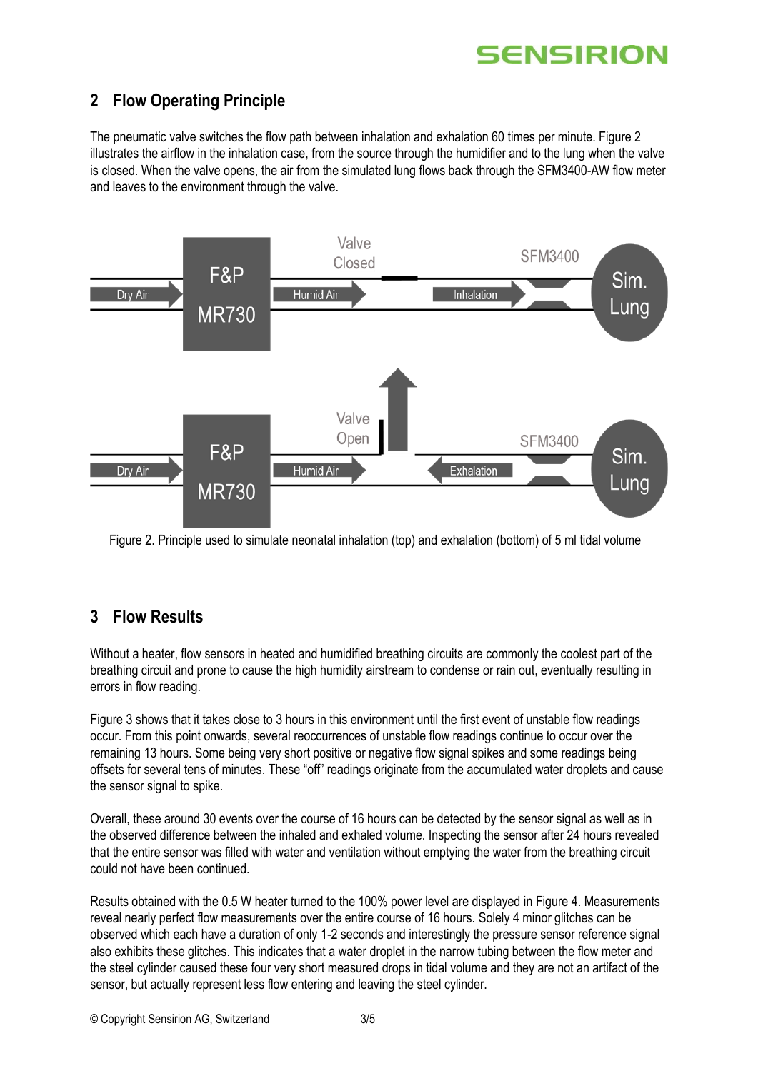## 2 Flow Operating Principle

The pneumatic valve switches the flow path between inhalation and exhalation 60 times per minute. Figure 2 illustrates the airflow in the inhalation case, from the source through the humidifier and to the lung when the valve is closed. When the valve opens, the air from the simulated lung flows back through the SFM3400-AW flow meter and leaves to the environment through the valve.

Figure 2. Principle used to simulate neonatal inhalation (top) and exhalation (bottom) of 5 ml tidal volume

## 3 Flow Results

Without a heater, flow sensors in heated and humidified breathing circuits are commonly the coolest part of the breathing circuit and prone to cause the high humidity airstream to condense or rain out, eventually resulting in errors in flow reading.

Figure 3 shows that it takes close to 3 hours in this environment until the first event of unstable flow readings occur. From this point onwards, several reoccurrences of unstable flow readings continue to occur over the remaining 13 hours. Some being very short positive or negative flow signal spikes and some readings being offsets for several tens of minutes. These "off" readings originate from the accumulated water droplets and cause the sensor signal to spike.

Overall, these around 30 events over the course of 16 hours can be detected by the sensor signal as well as in the observed difference between the inhaled and exhaled volume. Inspecting the sensor after 24 hours revealed that the entire sensor was filled with water and ventilation without emptying the water from the breathing circuit could not have been continued.

Results obtained with the 0.5 W heater turned to the 100% power level are displayed in Figure 4. Measurements reveal nearly perfect flow measurements over the entire course of 16 hours. Solely 4 minor glitches can be observed which each have a duration of only 1-2 seconds and interestingly the pressure sensor reference signal also exhibits these glitches. This indicates that a water droplet in the narrow tubing between the flow meter and the steel cylinder caused these four very short measured drops in tidal volume and they are not an artifact of the sensor, but actually represent less flow entering and leaving the steel cylinder.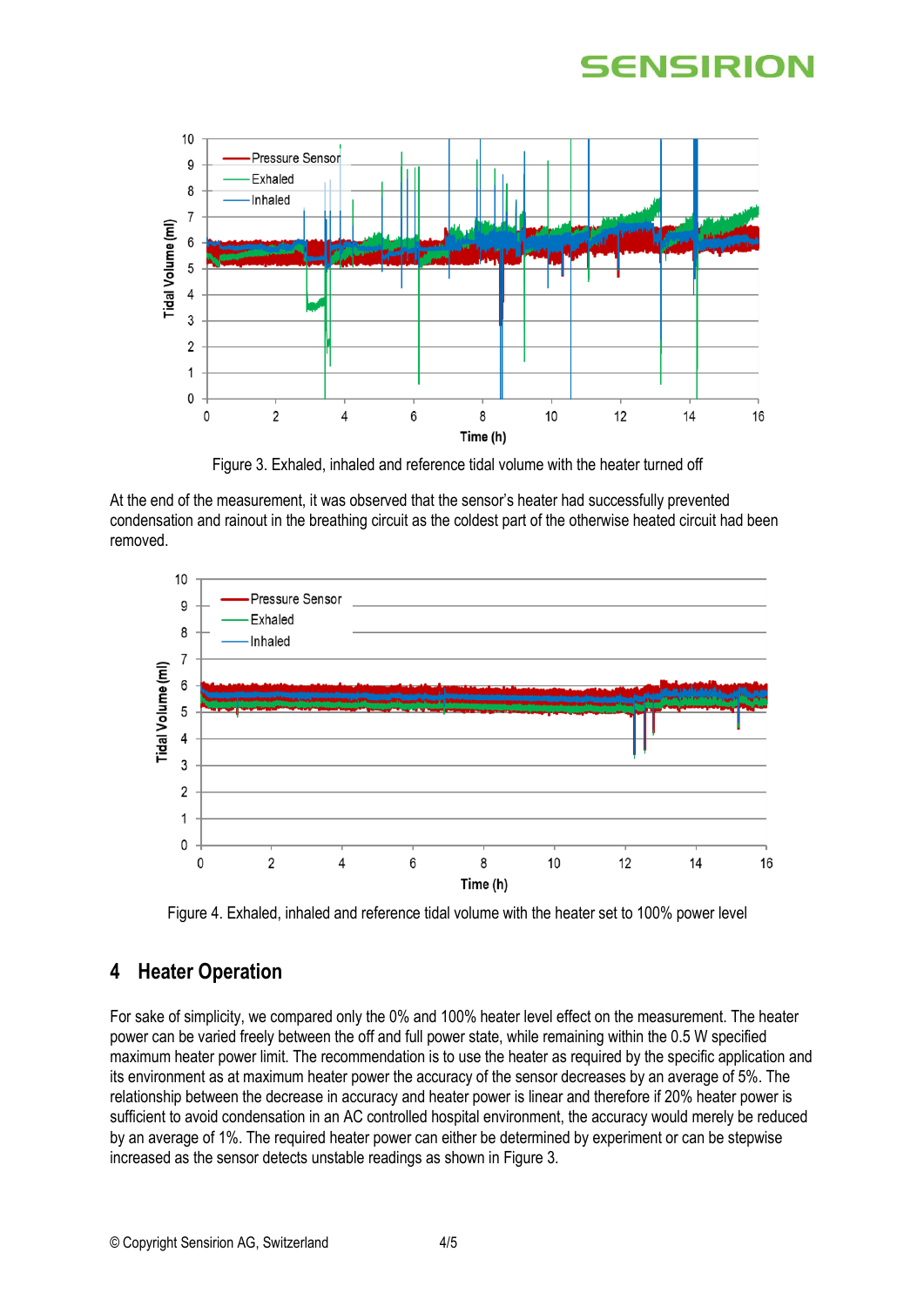Figure 3. Exhaled, inhaled and reference tidal volume with the heater turned off

At the end of the measurement, it was observed that the sensor's heater had successfully prevented condensation and rainout in the breathing circuit as the coldest part of the otherwise heated circuit had been removed.

Figure 4. Exhaled, inhaled and reference tidal volume with the heater set to 100% power level

## 4 Heater Operation

For sake of simplicity, we compared only the 0% and 100% heater level effect on the measurement. The heater power can be varied freely between the off and full power state, while remaining within the 0.5 W specified maximum heater power limit. The recommendation is to use the heater as required by the specific application and its environment as at maximum heater power the accuracy of the sensor decreases by an average of 5%. The relationship between the decrease in accuracy and heater power is linear and therefore if 20% heater power is sufficient to avoid condensation in an AC controlled hospital environment, the accuracy would merely be reduced by an average of 1%. The required heater power can either be determined by experiment or can be stepwise increased as the sensor detects unstable readings as shown in Figure 3.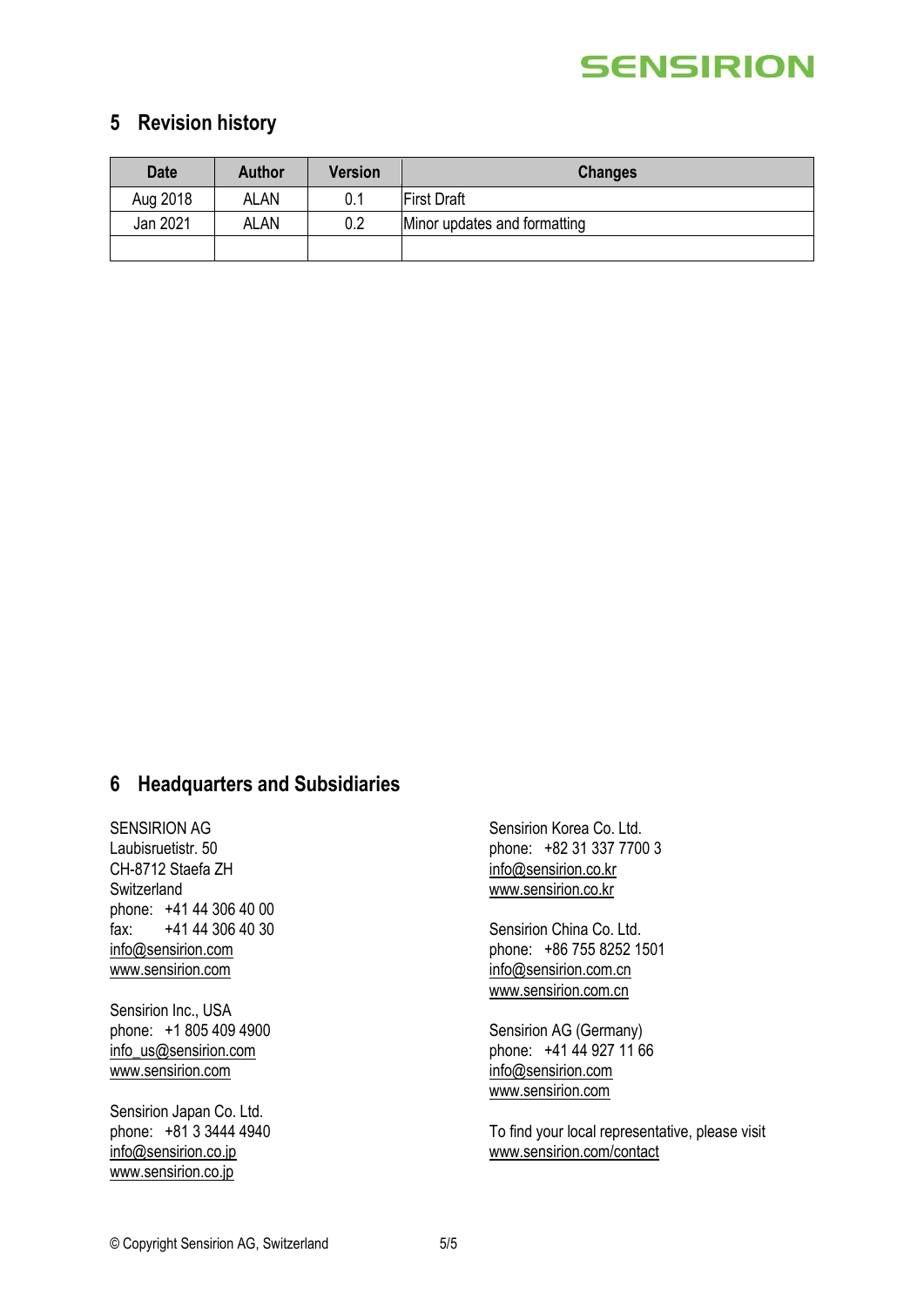## 5 Revision history

| Date | Author | Version | Changes |
|---|---|---|---|
| Aug 2018 | ALAN | 0.1 | First Draft |
| Jan 2021 | ALAN | 0.2 | Minor updates and formatting |
| | | | |

## 6 Headquarters and Subsidiaries

SENSIRION AG
Laubisruetistr. 50
CH-8712 Staefa ZH
Switzerland
phone: +41 44 306 40 00
fax: +41 44 306 40 30
info@sensirion.com
www.sensirion.com

Sensirion Inc., USA
phone: +1 805 409 4900
info_us@sensirion.com
www.sensirion.com

Sensirion Japan Co. Ltd.
phone: +81 3 3444 4940
info@sensirion.co.jp
www.sensirion.co.jp

Sensirion Korea Co. Ltd.
phone: +82 31 337 7700 3
info@sensirion.co.kr
www.sensirion.co.kr

Sensirion China Co. Ltd.
phone: +86 755 8252 1501
info@sensirion.com.cn
www.sensirion.com.cn

Sensirion AG (Germany)
phone: +41 44 927 11 66
info@sensirion.com
www.sensirion.com

To find your local representative, please visit
www.sensirion.com/contact

© Copyright Sensirion AG, Switzerland